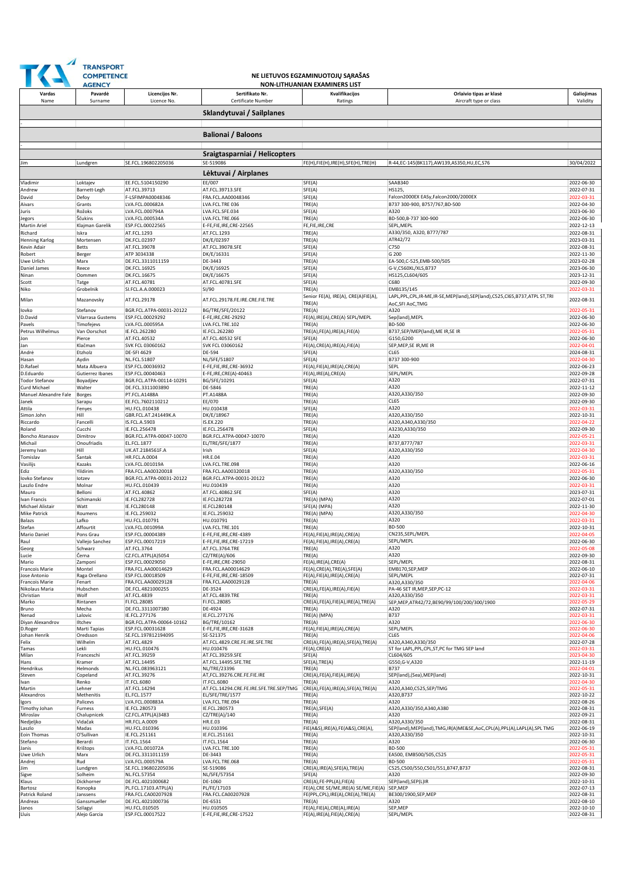TRANSPORT COMPETENCE AGENCY

# NE LIETUVOS EGZAMINUOTOJŲ SĄRAŠAS
## NON-LITHUANIAN EXAMINERS LIST

| Vardas Name | Pavardė Surname | Licencijos Nr. Licence No. | Sertifikato Nr. Certificate Number | Kvalifikacijos Ratings | Orlaivio tipas ar klasė Aircraft type or class | Galiojimas Validity |
|---|---|---|---|---|---|---|
| **Sklandytuvai / Sailplanes** | | | | | | |
| - | | | | | | |
| **Balionai / Baloons** | | | | | | |
| - | | | | | | |
| **Sraigtasparniai / Helicopters** | | | | | | |
| Jim | Lundgren | SE.FCL.196802205036 | SE-519086 | FE(H),FIE(H),IRE(H),SFE(H),TRE(H) | R-44,EC-145(BK117),AW139,AS350,HU,EC,S76 | 30/04/2022 |
| **Lėktuvai / Airplanes** | | | | | | |
| Vladimir | Loktajev | EE.FCL.5104150290 | EE/007 | SFE(A) | SAAB340 | 2022-06-30 |
| Andrew | Barnett-Legh | AT.FCL.39713 | AT.FCL.39713.SFE | SFE(A) | HS125, | 2022-07-31 |
| David | Defoy | F-LSFIMPA00048346 | FRA.FCL.AA00048346 | SFE(A) | Falcon2000EX EASy,Falcon2000/2000EX | 2022-03-31 |
| Aivars | Grants | LVA.FCL.000682A | LVA.FCL.TRE 036 | TRE(A) | B737 300-900, B757/767,BD-500 | 2022-04-30 |
| Juris | Rožoks | LVA.FCL.000794A | LVA.FCL.SFE.034 | SFE(A) | A320 | 2023-06-30 |
| Jegors | Ščukins | LVA.FCL.000534A | LVA.FCL.TRE.066 | TRE(A) | BD-500,B-737 300-900 | 2022-06-30 |
| Martin Ariel | Klajman Garelik | ESP.FCL.00022565 | E-FE,FIE,IRE,CRE-22565 | FE,FIE,IRE,CRE | SEPL,MEPL | 2022-12-13 |
| Richard | Iskra | AT.FCL.1293 | AT.FCL.1293 | TRE(A) | A330/350, A320, B777/787 | 2022-08-31 |
| Henning Karlog | Mortensen | DK.FCL.02397 | DK/E/02397 | TRE(A) | ATR42/72 | 2023-03-31 |
| Kevin Adair | Betts | AT.FCL.39078 | AT.FCL.39078.SFE | SFE(A) | C750 | 2022-08-31 |
| Robert | Berger | ATP 3034338 | DK/E/16331 | SFE(A) | G 200 | 2022-11-30 |
| Uwe Urlich | Marx | DE.FCL.3311011159 | DE-3443 | TRE(A) | EA-500,C-525,EMB-500/505 | 2023-02-28 |
| Daniel James | Reece | DK.FCL.16925 | DK/E/16925 | SFE(A) | G-V,C560XL/XLS,B737 | 2023-06-30 |
| Ninan | Oommen | DK.FCL.16675 | DK/E/16675 | SFE(A) | HS125,CL604/605 | 2023-12-31 |
| Scott | Tatge | AT.FCL.40781 | AT.FCL.40781.SFE | SFE(A) | C680 | 2022-09-30 |
| Niko | Grobelnik | SI.FCL.A.A.000023 | SI/90 | TRE(A) | EMB135/145 | 2022-03-31 |
| Milan | Mazanovsky | AT.FCL.29178 | AT.FCL.29178.FE.IRE.CRE.FIE.TRE | Senior FE(A), IRE(A), CRE(A)FIE(A), TRE(A) | LAPL,PPL,CPL,IR-ME,IR-SE,MEP(land),SEP(land),C525,CI65,B737,ATPL ST,TRI AoC,SFI AoC,TMG | 2022-08-31 |
| Iovko | Stefanov | BGR.FCL.ATPA-00031-20122 | BG/TRE/SFE/20122 | TRE(A) | A320 | 2022-05-31 |
| D.David | Vilarrasa Gustems | ESP.FCL.00029292 | E-FE,IRE,CRE-29292 | FE(A),IRE(A),CRE(A) SEPL/MEPL | Sep(land),MEPL | 2022-06-30 |
| Pavels | Timofejevs | LVA.FCL.000595A | LVA.FCL.TRE.102 | TRE(A) | BD-500 | 2022-06-30 |
| Petrus Wilhelmus | Van Oorschot | IE.FCL.262280 | IE.FCL.262280 | TRE(A),FE(A),IRE(A),FIE(A) | B737,SEP/MEP(land),ME IR,SE IR | 2022-05-31 |
| Jon | Pierce | AT.FCL.40532 | AT.FCL.40532 SFE | SFE(A) | G150,G200 | 2022-06-30 |
| Jan | Klačman | SVK FCL 03060162 | SVK FCL 03060162 | FE(A),CRE(A),IRE(A),FIE(A) | SEP,MEP,SE IR,ME IR | 2022-04-01 |
| André | Etzholz | DE-SFI 4629 | DE-594 | SFE(A) | CL65 | 2024-08-31 |
| Hasan | Aydin | NL.FCL.51807 | NL/SFE/51807 | SFE(A) | B737 300-900 | 2022-04-30 |
| D.Rafael | Mata Albuera | ESP.FCL.00036932 | E-FE,FIE,IRE,CRE-36932 | FE(A),FIE(A),IRE(A),CRE(A) | SEPL | 2022-06-23 |
| D.Eduardo | Gutierrez Ibanes | ESP.FCL.00040463 | E-FE,IRE,CRE(A)-40463 | FE(A),IRE(A),CRE(A) | SEPL/MEPL | 2022-09-28 |
| Todor Stefanov | Boyadjiev | BGR.FCL.ATPA-00114-10291 | BG/SFE/10291 | SFE(A) | A320 | 2022-07-31 |
| Curd Michael | Walter | DE.FCL.3311003890 | DE-5846 | TRE(A) | A320 | 2022-11-12 |
| Manuel Alexandre Fale | Borges | PT.FCL.A1488A | PT.A1488A | TRE(A) | A320,A330/350 | 2022-09-30 |
| Janek | Sarapu | EE.FCL.7602110212 | EE/070 | TRE(A) | CL65 | 2022-09-30 |
| Attila | Fenyes | HU.FCL.010438 | HU.010438 | SFE(A) | A320 | 2022-03-31 |
| Simon John | Hill | GBR.FCL.AT.241449K.A | DK/E/18967 | TRE(A) | A320,A330/350 | 2022-10-31 |
| Riccardo | Fancelli | IS.FCL.A.5903 | IS.EX.220 | TRE(A) | A320,A340,A330/350 | 2022-04-22 |
| Roland | Cucchi | IE.FCL.256478 | IE.FCL.256478 | SFE(A) | A3230,A330/350 | 2022-09-30 |
| Boncho Atanasov | Dimitrov | BGR.FCL.ATPA-00047-10070 | BGR.FCL.ATPA-00047-10070 | TRE(A) | A320 | 2022-05-21 |
| Michail | Onoufriadis | EL.FCL.1877 | EL/TRE/SFE/1877 | TRE(A) | B737,B777/787 | 2022-03-31 |
| Jeremy Ivan | Hill | UK.AT.2184561F.A | Irish | SFE(A) | A320,A330/350 | 2022-04-30 |
| Tomislav | Šantak | HR.FCL.A.0004 | HR.E.04 | TRE(A) | A320 | 2022-03-31 |
| Vasilijs | Kazaks | LVA.FCL.001019A | LVA.FCL.TRE.098 | TRE(A) | A320 | 2022-06-16 |
| Ediz | Yildirim | FRA.FCL.AA00320018 | FRA.FCL.AA00320018 | TRE(A) | A320,A330/350 | 2022-05-31 |
| Iovko Stefanov | Iotzev | BGR.FCL.ATPA-00031-20122 | BGR.FCL.ATPA-00031-20122 | TRE(A) | A320 | 2022-06-30 |
| Laszlo Endre | Molnar | HU.FCL.010439 | HU.010439 | TRE(A) | A320 | 2022-03-31 |
| Mauro | Belloni | AT.FCL.40862 | AT.FCL.40862.SFE | SFE(A) | A320 | 2023-07-31 |
| Ivan Francis | Schimanski | IE.FCL282728 | IE.FCL282728 | TRE(A) (MPA) | A320 | 2022-07-01 |
| Michael Alistair | Watt | IE.FCL280148 | IE.FCL280148 | SFE(A) (MPA) | A320 | 2022-11-30 |
| Mike Patrick | Roumens | IE.FCL.259032 | IE.FCL.259032 | TRE(A) (MPA) | A320,A330/350 | 2022-04-30 |
| Balazs | Lafko | HU.FCL.010791 | HU.010791 | TRE(A) | A320 | 2022-03-31 |
| Stefan | Affourtit | LVA.FCL.001099A | LVA.FCL.TRE.101 | TRE(A) | BD-500 | 2022-10-31 |
| Mario Daniel | Pons Grau | ESP.FCL.00004389 | E-FE,FIE,IRE,CRE-4389 | FE(A),FIE(A),IRE(A),CRE(A) | CN235,SEPL/MEPL | 2022-04-05 |
| Raul | Vallejo Sanchez | ESP.FCL.00017219 | E-FE,FIE,IRE,CRE-17219 | FE(A),FIE(A),IRE(A),CRE(A) | SEPL/MEPL | 2022-06-30 |
| Georg | Schwarz | AT.FCL.3764 | AT.FCL.3764.TRE | TRE(A) | A320 | 2022-05-08 |
| Lucie | Černa | CZ.FCL.ATPL(A)5054 | CZ/TRE(A)/606 | TRE(A) | A320 | 2022-09-30 |
| Mario | Zamponi | ESP.FCL.00029050 | E-FE,IRE,CRE-29050 | FE(A),IRE(A),CRE(A) | SEPL/MEPL | 2022-08-31 |
| Francois Marie | Montel | FRA.FCL.AA00014629 | FRA.FCL.AA00014629 | FE(A),CRE(A),TRE(A),SFE(A) | EMB170,SEP,MEP | 2022-06-10 |
| Jose Antonio | Raga Orellano | ESP.FCL.00018509 | E-FE,FIE,IRE,CRE-18509 | FE(A),FIE(A),IRE(A),CRE(A) | SEPL/MEPL | 2022-07-31 |
| Francois Marie | Fenart | FRA.FCL.AA00029128 | FRA.FCL.AA00029128 | TRE(A) | A320,A330/350 | 2022-04-06 |
| Nikolaus Maria | Hubschen | DE.FCL.4821000255 | DE-3524 | CRE(A),FE(A),FIE(A),IRE(A) | PA-46 SET IR,MEP,SEP,PC-12 | 2022-03-31 |
| Christian | Wolf | AT.FCL.4839 | AT.FCL.4839.TRE | TRE(A) | A320,A330/350 | 2022-03-31 |
| Marko | Rintanen | FI.FCL.28085 | FI.FCL.28085 | CRE(A),FE(A),FIE(A),IRE(A),TRE(A) | SEP,MEP,ATR42/72,BE90/99/100/200/300/1900 | 2022-05-29 |
| Bruno | Mecha | DE.FCL.3311007380 | DE-4924 | TRE(A) | A320 | 2022-07-31 |
| Nenad | Lalovic | IE.FCL.277176 | IE.FCL.277176 | TRE(A) (MPA) | B737 | 2022-03-31 |
| Diyan Alexandrov | Iltchev | BGR.FCL.ATPA-00064-10162 | BG/TRE/10162 | TRE(A) | A320 | 2022-06-30 |
| D.Roger | Marti Tapias | ESP.FCL.00031628 | E-FE,FIE,IRE,CRE-31628 | FE(A),FIE(A),IRE(A),CRE(A) | SEPL/MEPL | 2022-06-30 |
| Johan Henrik | Oredsson | SE.FCL.197812194095 | SE-521375 | TRE(A) | CL65 | 2022-04-06 |
| Felix | Wilhelm | AT.FCL.4829 | AT.FCL.4829.CRE.FE.FIE.SFE.TRE | CRE(A),FE(A),IRE(A),SFE(A),TRE(A) | A320,A340,A330/350 | 2022-07-28 |
| Tamas | Lekli | HU.FCL.010476 | HU.010476 | FE(A),CRE(A) | ST for LAPL,PPL,CPL,ST,PC for TMG SEP land | 2022-03-31 |
| Milan | Franceschi | AT.FCL.39259 | AT.FCL.39259.SFE | SFE(A) | CL604/605 | 2022-04-30 |
| Hans | Kramer | AT.FCL.14495 | AT.FCL.14495.SFE.TRE | SFE(A),TRE(A) | G550,G-V,A320 | 2022-11-19 |
| Hendrikus | Helmonds | NL.FCL.083963121 | NL/TRE/23396 | TRE(A) | B737 | 2022-04-01 |
| Steven | Copeland | AT.FCL.39276 | AT.FCL.39276.CRE.FE.FIE.IRE | CRE(A),FE(A),FIE(A),IRE(A) | SEP(land),(Sea),MEP(land) | 2022-10-31 |
| Ivan | Renko | IT.FCL.6080 | IT.FCL.6080 | TRE(A) | A320 | 2022-04-30 |
| Martin | Lehner | AT.FCL.14294 | AT.FCL.14294.CRE.FE.FIE.SFE.TRE.SEP/TMG | CRE(A),FE(A),IRE(A),SFE(A),TRE(A) | A320,A340,C525,SEP/TMG | 2022-05-31 |
| Alexandros | Methenitis | EL.FCL.1577 | EL/SFE/TRE/1577 | TRE(A) | A320,B737 | 2022-10-22 |
| Igors | Palicevs | LVA.FCL.000883A | LVA.FCL.TRE.094 | TRE(A) | A320 | 2022-08-26 |
| Timothy Johan | Furness | IE.FCL.280573 | IE.FCL.280573 | TRE(A),SFE(A) | A320,A330/350,A340,A380 | 2022-08-31 |
| Miroslav | Chalupnicek | CZ.FCL.ATPL(A)3483 | CZ/TRE(A)/140 | TRE(A) | A320 | 2022-09-21 |
| Nedjeljko | Vidačak | HR.FCL.A.0009 | HR.E.03 | TRE(A) | A320,A330/350 | 2022-08-31 |
| Laszlo | Madas | HU.FCL.010396 | HU.010396 | FIE(A&S),IRE(A),FE(A&S),CRE(A), | SEP(land),MEP(land),TMG,IR(A)ME&SE,AoC,CPL(A),PPL(A),LAPL(A),SPL TMG | 2022-06-19 |
| Eoin Thomas | O'Sullivan | IE.FCL.251161 | IE.FCL.251161 | TRE(A) | A320,A330/350 | 2022-10-31 |
| Stefano | Berardi | IT.FCL.1564 | IT.FCL.1564 | TRE(A) | A320 | 2022-06-30 |
| Janis | Krištops | LVA.FCL.001072A | LVA.FCL.TRE.100 | TRE(A) | BD-500 | 2022-05-31 |
| Uwe Urlich | Marx | DE.FCL.3311011159 | DE-3443 | TRE(A) | EA500, EMB500/505,C525 | 2022-05-31 |
| Andrej | Rud | LVA.FCL.000579A | LVA.FCL.TRE.068 | TRE(A) | BD-500 | 2022-05-31 |
| Jim | Lundgren | SE.FCL.196802205036 | SE-519086 | CRE(A),IRE(A),SFE(A),TRE(A) | C525,C500/550,C501/551,B747,B737 | 2022-08-31 |
| Sigve | Solheim | NL.FCL.57354 | NL/SFE/57354 | SFE(A) | A320 | 2022-09-30 |
| Klaus | Dickhorner | DE.FCL.4021000682 | DE-1060 | CRE(A),FE-PPL(A),FIE(A) | SEP(land),SEP(L)IR | 2022-10-31 |
| Bartosz | Konopka | PL.FCL.17103.ATPL(A) | PL/FE/17103 | FE(A),CRE SE/ME,IRE(A) SE/ME,FIE(A) | SEP,MEP | 2022-07-13 |
| Patrick Roland | Janssens | FRA.FCL.CA00207928 | FRA.FCL.CA00207928 | FE(PPL,CPL),IRE(A),CRE(A),TRE(A) | BE300/1900,SEP,MEP | 2022-08-31 |
| Andreas | Ganssmueller | DE.FCL.4021000736 | DE-6531 | TRE(A) | A320 | 2022-08-10 |
| Janos | Szilagyi | HU.FCL.010505 | HU.010505 | FE(A),FIE(A),CRE(A),IRE(A) | SEP,MEP | 2022-10-10 |
| Lluis | Alejo Garcia | ESP.FCL.00017522 | E-FE,FIE,IRE,CRE-17522 | FE(A),IRE(A),FIE(A),CRE(A) | SEPL/MEPL | 2022-08-31 |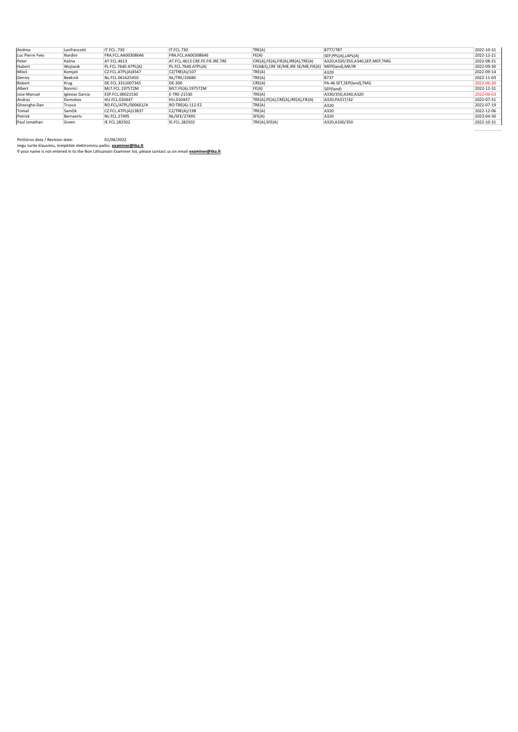| | | | | | | |
|---|---|---|---|---|---|---|
| Andrea | Lanfrancotti | IT.FCL..730 | IT.FCL.730 | TRE(A) | B777/787 | 2022-10-31 |
| Luc Pierre Yves | Nardini | FRA.FCL.AA00308646 | FRA.FCL.AA00308646 | FE(A) | SEP,PPL(A),LAPL(A) | 2022-12-21 |
| Peter | Kalina | AT.FCL.4613 | AT.FCL.4613.CRE.FE.FIE.IRE.TRE | CRE(A),FE(A),FIE(A),IRE(A),TRE(A) | A320,A330/350,A340,SEP,MEP,TMG | 2022-08-31 |
| Hubert | Wojtasik | PL.FCL.7640.ATPL(A) | PL.FCL.7640.ATPL(A) | FE(A&S),CRE SE/ME,IRE SE/ME,FIE(A) | MEP(land),ME/IR | 2022-09-30 |
| Miloš | Komjati | CZ.FCL.ATPL(A)4547 | CZ/TRE(A)/107 | TRE(A) | A320 | 2022-09-14 |
| Dennis | Beekink | NL.FCL.061625450 | NL/TRE/10680 | TRE(A) | B737 | 2022-11-03 |
| Robert | Krug | DE.FCL.3311007345 | DE-300 | CRE(A) | PA-46 SET,SEP(land),TMG | 2022-06-30 |
| Albert | Bonnici | MLT.FCL.197572M | MLT.FE(A).197572M | FE(A) | SEP(land) | 2022-12-31 |
| Jose Manuel | Iglesias Garcia | ESP.FCL.00021530 | E-TRE-21530 | TRE(A) | A330/350,A340,A320 | 2022-06-03 |
| Andras | Domokos | HU.FCL.010447 | HU.010447 | TRE(A),FE(A),CRE(A),IRE(A),FIE(A) | A320,PA31T/42 | 2022-07-31 |
| Gheorghe-Dan | Trusca | RO.FCL/ATPL/000661/A | RO:TRE(A)-112-E2 | TRE(A) | A320 | 2022-07-19 |
| Tomaš | Samčik | CZ.FCL.ATPL(A)13837 | CZ/TRE(A)/198 | TRE(A) | A320 | 2022-12-06 |
| Patrick | Bernaerts | NL.FCL.27495 | NL/SFE/27495 | SFE(A) | A320 | 2023-04-30 |
| Paul Jonathan | Green | IE.FCL.282502 | IE.FCL.282502 | TRE(A),SFE(A) | A320,A330/350 | 2022-10-31 |

Peržiūros data / Revision date: 01/06/2022

Jeigu turite klausimu, kreipkitės elektroniniu paštu: **examiner@tka.lt**

If your name is not entered in to the Non Lithuanain Examiner list, please contact us on email **examiner@tka.lt**